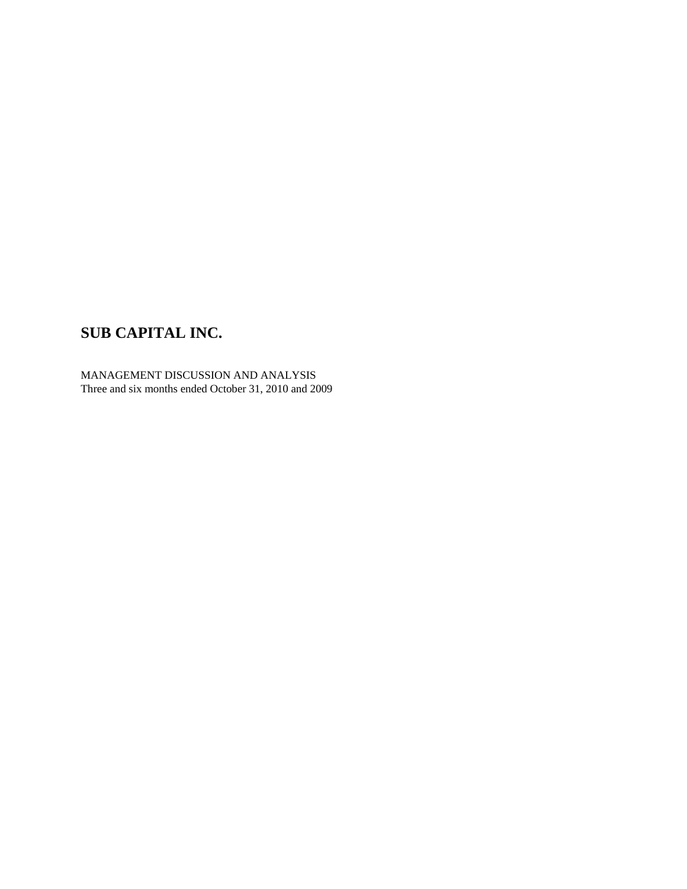# SUB CAPITAL INC.

MANAGEMENT DISCUSSION AND ANALYSIS
Three and six months ended October 31, 2010 and 2009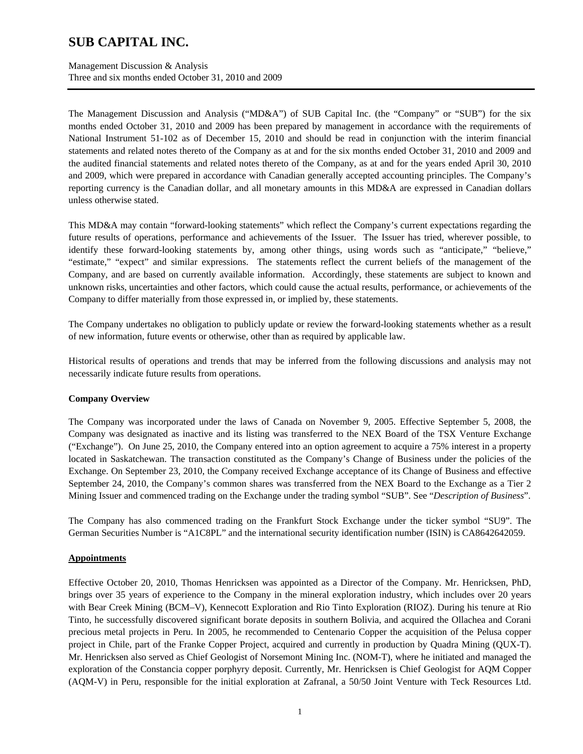# SUB CAPITAL INC.

Management Discussion & Analysis
Three and six months ended October 31, 2010 and 2009

The Management Discussion and Analysis ("MD&A") of SUB Capital Inc. (the "Company" or "SUB") for the six months ended October 31, 2010 and 2009 has been prepared by management in accordance with the requirements of National Instrument 51-102 as of December 15, 2010 and should be read in conjunction with the interim financial statements and related notes thereto of the Company as at and for the six months ended October 31, 2010 and 2009 and the audited financial statements and related notes thereto of the Company, as at and for the years ended April 30, 2010 and 2009, which were prepared in accordance with Canadian generally accepted accounting principles. The Company's reporting currency is the Canadian dollar, and all monetary amounts in this MD&A are expressed in Canadian dollars unless otherwise stated.

This MD&A may contain "forward-looking statements" which reflect the Company's current expectations regarding the future results of operations, performance and achievements of the Issuer. The Issuer has tried, wherever possible, to identify these forward-looking statements by, among other things, using words such as "anticipate," "believe," "estimate," "expect" and similar expressions. The statements reflect the current beliefs of the management of the Company, and are based on currently available information. Accordingly, these statements are subject to known and unknown risks, uncertainties and other factors, which could cause the actual results, performance, or achievements of the Company to differ materially from those expressed in, or implied by, these statements.

The Company undertakes no obligation to publicly update or review the forward-looking statements whether as a result of new information, future events or otherwise, other than as required by applicable law.

Historical results of operations and trends that may be inferred from the following discussions and analysis may not necessarily indicate future results from operations.

**Company Overview**

The Company was incorporated under the laws of Canada on November 9, 2005. Effective September 5, 2008, the Company was designated as inactive and its listing was transferred to the NEX Board of the TSX Venture Exchange ("Exchange"). On June 25, 2010, the Company entered into an option agreement to acquire a 75% interest in a property located in Saskatchewan. The transaction constituted as the Company's Change of Business under the policies of the Exchange. On September 23, 2010, the Company received Exchange acceptance of its Change of Business and effective September 24, 2010, the Company's common shares was transferred from the NEX Board to the Exchange as a Tier 2 Mining Issuer and commenced trading on the Exchange under the trading symbol "SUB". See "*Description of Business*".

The Company has also commenced trading on the Frankfurt Stock Exchange under the ticker symbol "SU9". The German Securities Number is "A1C8PL" and the international security identification number (ISIN) is CA8642642059.

**Appointments**

Effective October 20, 2010, Thomas Henricksen was appointed as a Director of the Company. Mr. Henricksen, PhD, brings over 35 years of experience to the Company in the mineral exploration industry, which includes over 20 years with Bear Creek Mining (BCM–V), Kennecott Exploration and Rio Tinto Exploration (RIOZ). During his tenure at Rio Tinto, he successfully discovered significant borate deposits in southern Bolivia, and acquired the Ollachea and Corani precious metal projects in Peru. In 2005, he recommended to Centenario Copper the acquisition of the Pelusa copper project in Chile, part of the Franke Copper Project, acquired and currently in production by Quadra Mining (QUX-T). Mr. Henricksen also served as Chief Geologist of Norsemont Mining Inc. (NOM-T), where he initiated and managed the exploration of the Constancia copper porphyry deposit. Currently, Mr. Henricksen is Chief Geologist for AQM Copper (AQM-V) in Peru, responsible for the initial exploration at Zafranal, a 50/50 Joint Venture with Teck Resources Ltd.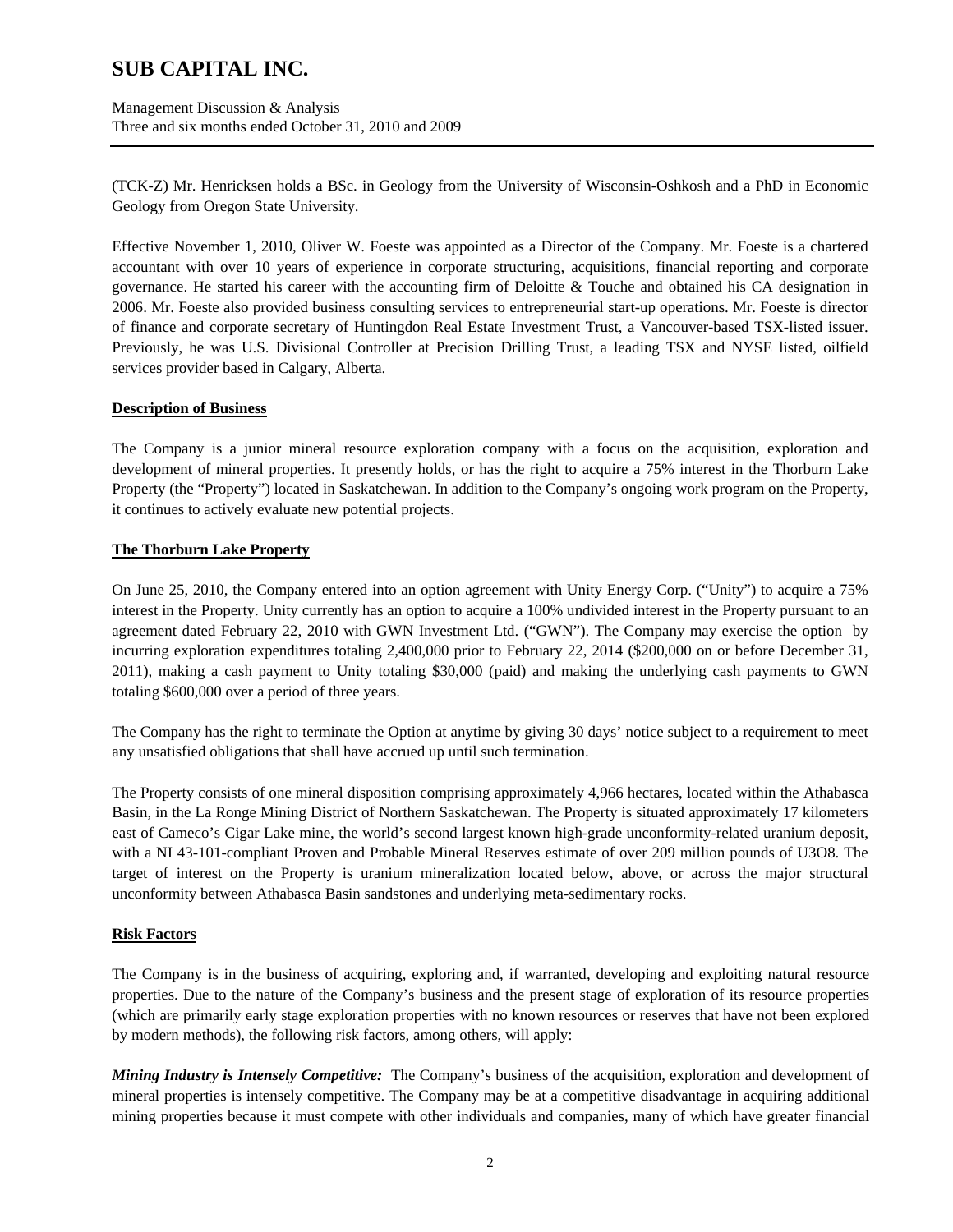(TCK-Z) Mr. Henricksen holds a BSc. in Geology from the University of Wisconsin-Oshkosh and a PhD in Economic Geology from Oregon State University.

Effective November 1, 2010, Oliver W. Foeste was appointed as a Director of the Company. Mr. Foeste is a chartered accountant with over 10 years of experience in corporate structuring, acquisitions, financial reporting and corporate governance. He started his career with the accounting firm of Deloitte & Touche and obtained his CA designation in 2006. Mr. Foeste also provided business consulting services to entrepreneurial start-up operations. Mr. Foeste is director of finance and corporate secretary of Huntingdon Real Estate Investment Trust, a Vancouver-based TSX-listed issuer. Previously, he was U.S. Divisional Controller at Precision Drilling Trust, a leading TSX and NYSE listed, oilfield services provider based in Calgary, Alberta.

## Description of Business

The Company is a junior mineral resource exploration company with a focus on the acquisition, exploration and development of mineral properties. It presently holds, or has the right to acquire a 75% interest in the Thorburn Lake Property (the "Property") located in Saskatchewan. In addition to the Company's ongoing work program on the Property, it continues to actively evaluate new potential projects.

## The Thorburn Lake Property

On June 25, 2010, the Company entered into an option agreement with Unity Energy Corp. ("Unity") to acquire a 75% interest in the Property. Unity currently has an option to acquire a 100% undivided interest in the Property pursuant to an agreement dated February 22, 2010 with GWN Investment Ltd. ("GWN"). The Company may exercise the option by incurring exploration expenditures totaling 2,400,000 prior to February 22, 2014 ($200,000 on or before December 31, 2011), making a cash payment to Unity totaling $30,000 (paid) and making the underlying cash payments to GWN totaling $600,000 over a period of three years.

The Company has the right to terminate the Option at anytime by giving 30 days' notice subject to a requirement to meet any unsatisfied obligations that shall have accrued up until such termination.

The Property consists of one mineral disposition comprising approximately 4,966 hectares, located within the Athabasca Basin, in the La Ronge Mining District of Northern Saskatchewan. The Property is situated approximately 17 kilometers east of Cameco's Cigar Lake mine, the world's second largest known high-grade unconformity-related uranium deposit, with a NI 43-101-compliant Proven and Probable Mineral Reserves estimate of over 209 million pounds of $U_3O_8$. The target of interest on the Property is uranium mineralization located below, above, or across the major structural unconformity between Athabasca Basin sandstones and underlying meta-sedimentary rocks.

## Risk Factors

The Company is in the business of acquiring, exploring and, if warranted, developing and exploiting natural resource properties. Due to the nature of the Company's business and the present stage of exploration of its resource properties (which are primarily early stage exploration properties with no known resources or reserves that have not been explored by modern methods), the following risk factors, among others, will apply:

***Mining Industry is Intensely Competitive:*** The Company's business of the acquisition, exploration and development of mineral properties is intensely competitive. The Company may be at a competitive disadvantage in acquiring additional mining properties because it must compete with other individuals and companies, many of which have greater financial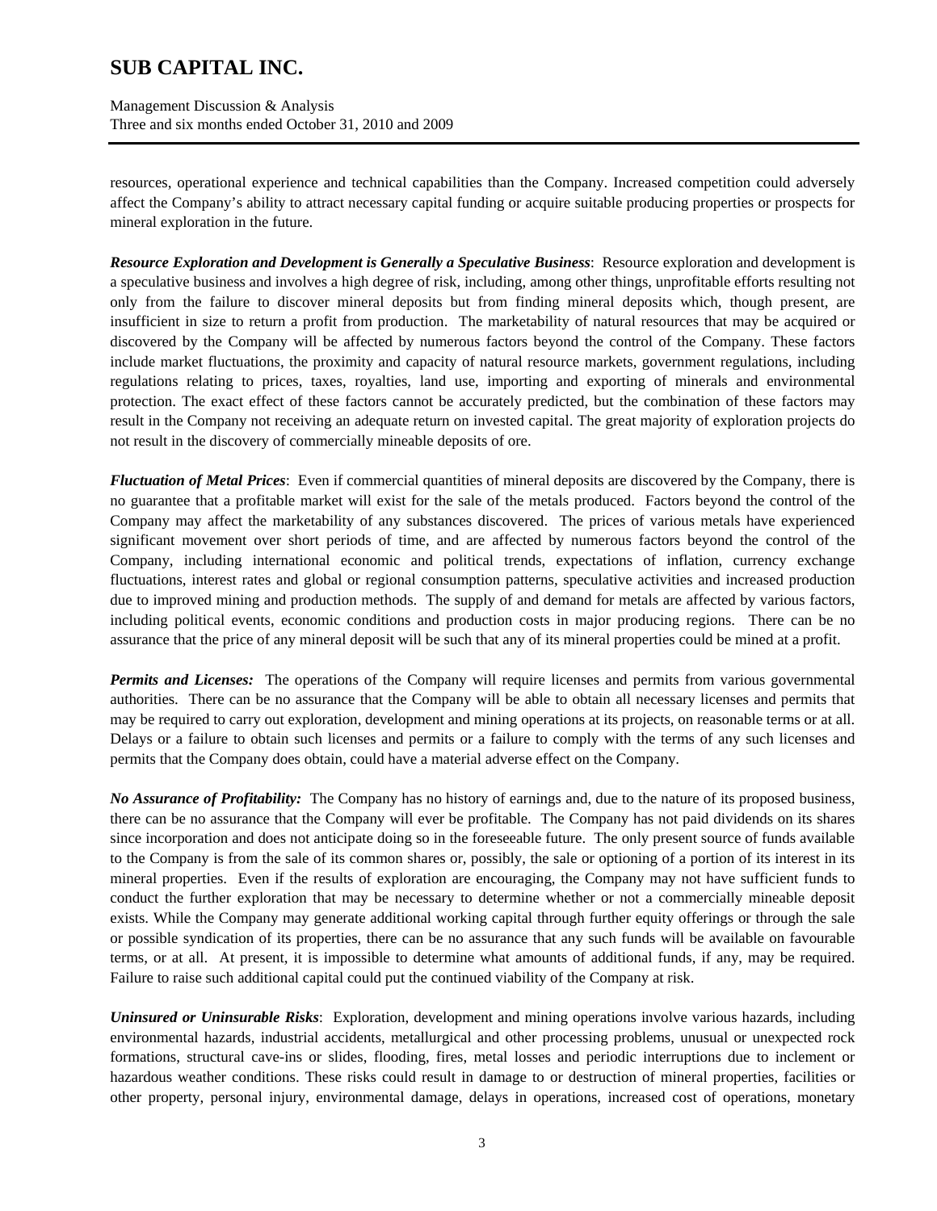resources, operational experience and technical capabilities than the Company. Increased competition could adversely affect the Company's ability to attract necessary capital funding or acquire suitable producing properties or prospects for mineral exploration in the future.

***Resource Exploration and Development is Generally a Speculative Business***: Resource exploration and development is a speculative business and involves a high degree of risk, including, among other things, unprofitable efforts resulting not only from the failure to discover mineral deposits but from finding mineral deposits which, though present, are insufficient in size to return a profit from production. The marketability of natural resources that may be acquired or discovered by the Company will be affected by numerous factors beyond the control of the Company. These factors include market fluctuations, the proximity and capacity of natural resource markets, government regulations, including regulations relating to prices, taxes, royalties, land use, importing and exporting of minerals and environmental protection. The exact effect of these factors cannot be accurately predicted, but the combination of these factors may result in the Company not receiving an adequate return on invested capital. The great majority of exploration projects do not result in the discovery of commercially mineable deposits of ore.

***Fluctuation of Metal Prices***: Even if commercial quantities of mineral deposits are discovered by the Company, there is no guarantee that a profitable market will exist for the sale of the metals produced. Factors beyond the control of the Company may affect the marketability of any substances discovered. The prices of various metals have experienced significant movement over short periods of time, and are affected by numerous factors beyond the control of the Company, including international economic and political trends, expectations of inflation, currency exchange fluctuations, interest rates and global or regional consumption patterns, speculative activities and increased production due to improved mining and production methods. The supply of and demand for metals are affected by various factors, including political events, economic conditions and production costs in major producing regions. There can be no assurance that the price of any mineral deposit will be such that any of its mineral properties could be mined at a profit.

***Permits and Licenses:*** The operations of the Company will require licenses and permits from various governmental authorities. There can be no assurance that the Company will be able to obtain all necessary licenses and permits that may be required to carry out exploration, development and mining operations at its projects, on reasonable terms or at all. Delays or a failure to obtain such licenses and permits or a failure to comply with the terms of any such licenses and permits that the Company does obtain, could have a material adverse effect on the Company.

***No Assurance of Profitability:*** The Company has no history of earnings and, due to the nature of its proposed business, there can be no assurance that the Company will ever be profitable. The Company has not paid dividends on its shares since incorporation and does not anticipate doing so in the foreseeable future. The only present source of funds available to the Company is from the sale of its common shares or, possibly, the sale or optioning of a portion of its interest in its mineral properties. Even if the results of exploration are encouraging, the Company may not have sufficient funds to conduct the further exploration that may be necessary to determine whether or not a commercially mineable deposit exists. While the Company may generate additional working capital through further equity offerings or through the sale or possible syndication of its properties, there can be no assurance that any such funds will be available on favourable terms, or at all. At present, it is impossible to determine what amounts of additional funds, if any, may be required. Failure to raise such additional capital could put the continued viability of the Company at risk.

***Uninsured or Uninsurable Risks***: Exploration, development and mining operations involve various hazards, including environmental hazards, industrial accidents, metallurgical and other processing problems, unusual or unexpected rock formations, structural cave-ins or slides, flooding, fires, metal losses and periodic interruptions due to inclement or hazardous weather conditions. These risks could result in damage to or destruction of mineral properties, facilities or other property, personal injury, environmental damage, delays in operations, increased cost of operations, monetary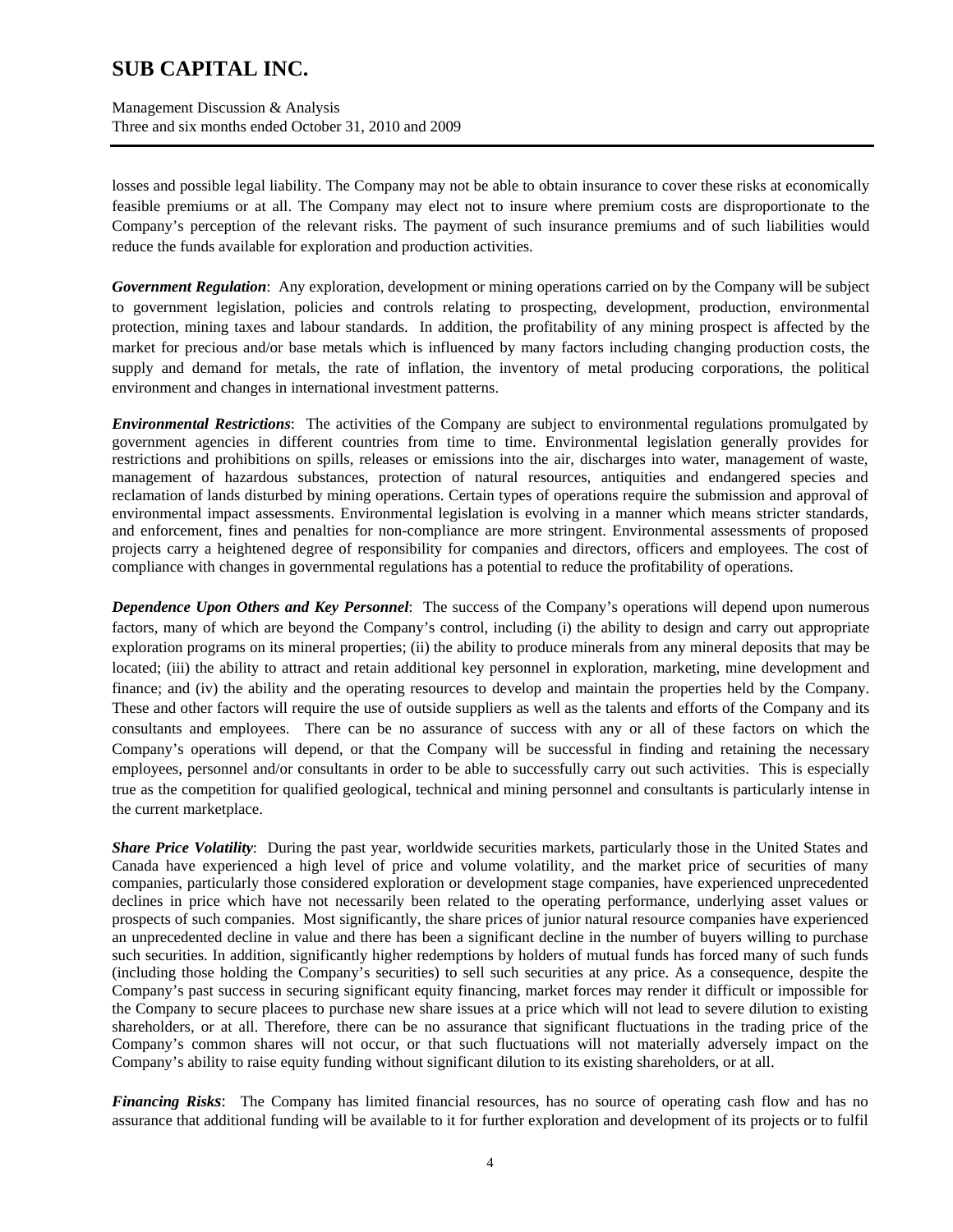losses and possible legal liability. The Company may not be able to obtain insurance to cover these risks at economically feasible premiums or at all. The Company may elect not to insure where premium costs are disproportionate to the Company's perception of the relevant risks. The payment of such insurance premiums and of such liabilities would reduce the funds available for exploration and production activities.

***Government Regulation***: Any exploration, development or mining operations carried on by the Company will be subject to government legislation, policies and controls relating to prospecting, development, production, environmental protection, mining taxes and labour standards. In addition, the profitability of any mining prospect is affected by the market for precious and/or base metals which is influenced by many factors including changing production costs, the supply and demand for metals, the rate of inflation, the inventory of metal producing corporations, the political environment and changes in international investment patterns.

***Environmental Restrictions***: The activities of the Company are subject to environmental regulations promulgated by government agencies in different countries from time to time. Environmental legislation generally provides for restrictions and prohibitions on spills, releases or emissions into the air, discharges into water, management of waste, management of hazardous substances, protection of natural resources, antiquities and endangered species and reclamation of lands disturbed by mining operations. Certain types of operations require the submission and approval of environmental impact assessments. Environmental legislation is evolving in a manner which means stricter standards, and enforcement, fines and penalties for non-compliance are more stringent. Environmental assessments of proposed projects carry a heightened degree of responsibility for companies and directors, officers and employees. The cost of compliance with changes in governmental regulations has a potential to reduce the profitability of operations.

***Dependence Upon Others and Key Personnel***: The success of the Company's operations will depend upon numerous factors, many of which are beyond the Company's control, including (i) the ability to design and carry out appropriate exploration programs on its mineral properties; (ii) the ability to produce minerals from any mineral deposits that may be located; (iii) the ability to attract and retain additional key personnel in exploration, marketing, mine development and finance; and (iv) the ability and the operating resources to develop and maintain the properties held by the Company. These and other factors will require the use of outside suppliers as well as the talents and efforts of the Company and its consultants and employees. There can be no assurance of success with any or all of these factors on which the Company's operations will depend, or that the Company will be successful in finding and retaining the necessary employees, personnel and/or consultants in order to be able to successfully carry out such activities. This is especially true as the competition for qualified geological, technical and mining personnel and consultants is particularly intense in the current marketplace.

***Share Price Volatility***: During the past year, worldwide securities markets, particularly those in the United States and Canada have experienced a high level of price and volume volatility, and the market price of securities of many companies, particularly those considered exploration or development stage companies, have experienced unprecedented declines in price which have not necessarily been related to the operating performance, underlying asset values or prospects of such companies. Most significantly, the share prices of junior natural resource companies have experienced an unprecedented decline in value and there has been a significant decline in the number of buyers willing to purchase such securities. In addition, significantly higher redemptions by holders of mutual funds has forced many of such funds (including those holding the Company's securities) to sell such securities at any price. As a consequence, despite the Company's past success in securing significant equity financing, market forces may render it difficult or impossible for the Company to secure placees to purchase new share issues at a price which will not lead to severe dilution to existing shareholders, or at all. Therefore, there can be no assurance that significant fluctuations in the trading price of the Company's common shares will not occur, or that such fluctuations will not materially adversely impact on the Company's ability to raise equity funding without significant dilution to its existing shareholders, or at all.

***Financing Risks***: The Company has limited financial resources, has no source of operating cash flow and has no assurance that additional funding will be available to it for further exploration and development of its projects or to fulfil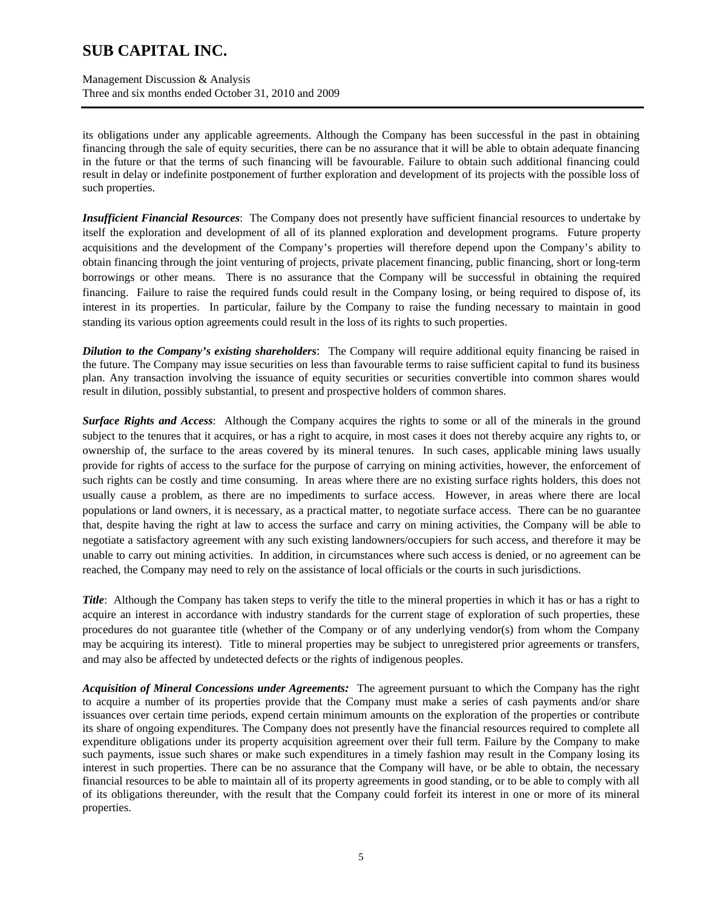its obligations under any applicable agreements. Although the Company has been successful in the past in obtaining financing through the sale of equity securities, there can be no assurance that it will be able to obtain adequate financing in the future or that the terms of such financing will be favourable. Failure to obtain such additional financing could result in delay or indefinite postponement of further exploration and development of its projects with the possible loss of such properties.

***Insufficient Financial Resources***: The Company does not presently have sufficient financial resources to undertake by itself the exploration and development of all of its planned exploration and development programs. Future property acquisitions and the development of the Company's properties will therefore depend upon the Company's ability to obtain financing through the joint venturing of projects, private placement financing, public financing, short or long-term borrowings or other means. There is no assurance that the Company will be successful in obtaining the required financing. Failure to raise the required funds could result in the Company losing, or being required to dispose of, its interest in its properties. In particular, failure by the Company to raise the funding necessary to maintain in good standing its various option agreements could result in the loss of its rights to such properties.

***Dilution to the Company's existing shareholders***: The Company will require additional equity financing be raised in the future. The Company may issue securities on less than favourable terms to raise sufficient capital to fund its business plan. Any transaction involving the issuance of equity securities or securities convertible into common shares would result in dilution, possibly substantial, to present and prospective holders of common shares.

***Surface Rights and Access***: Although the Company acquires the rights to some or all of the minerals in the ground subject to the tenures that it acquires, or has a right to acquire, in most cases it does not thereby acquire any rights to, or ownership of, the surface to the areas covered by its mineral tenures. In such cases, applicable mining laws usually provide for rights of access to the surface for the purpose of carrying on mining activities, however, the enforcement of such rights can be costly and time consuming. In areas where there are no existing surface rights holders, this does not usually cause a problem, as there are no impediments to surface access. However, in areas where there are local populations or land owners, it is necessary, as a practical matter, to negotiate surface access. There can be no guarantee that, despite having the right at law to access the surface and carry on mining activities, the Company will be able to negotiate a satisfactory agreement with any such existing landowners/occupiers for such access, and therefore it may be unable to carry out mining activities. In addition, in circumstances where such access is denied, or no agreement can be reached, the Company may need to rely on the assistance of local officials or the courts in such jurisdictions.

***Title***: Although the Company has taken steps to verify the title to the mineral properties in which it has or has a right to acquire an interest in accordance with industry standards for the current stage of exploration of such properties, these procedures do not guarantee title (whether of the Company or of any underlying vendor(s) from whom the Company may be acquiring its interest). Title to mineral properties may be subject to unregistered prior agreements or transfers, and may also be affected by undetected defects or the rights of indigenous peoples.

***Acquisition of Mineral Concessions under Agreements:*** The agreement pursuant to which the Company has the right to acquire a number of its properties provide that the Company must make a series of cash payments and/or share issuances over certain time periods, expend certain minimum amounts on the exploration of the properties or contribute its share of ongoing expenditures. The Company does not presently have the financial resources required to complete all expenditure obligations under its property acquisition agreement over their full term. Failure by the Company to make such payments, issue such shares or make such expenditures in a timely fashion may result in the Company losing its interest in such properties. There can be no assurance that the Company will have, or be able to obtain, the necessary financial resources to be able to maintain all of its property agreements in good standing, or to be able to comply with all of its obligations thereunder, with the result that the Company could forfeit its interest in one or more of its mineral properties.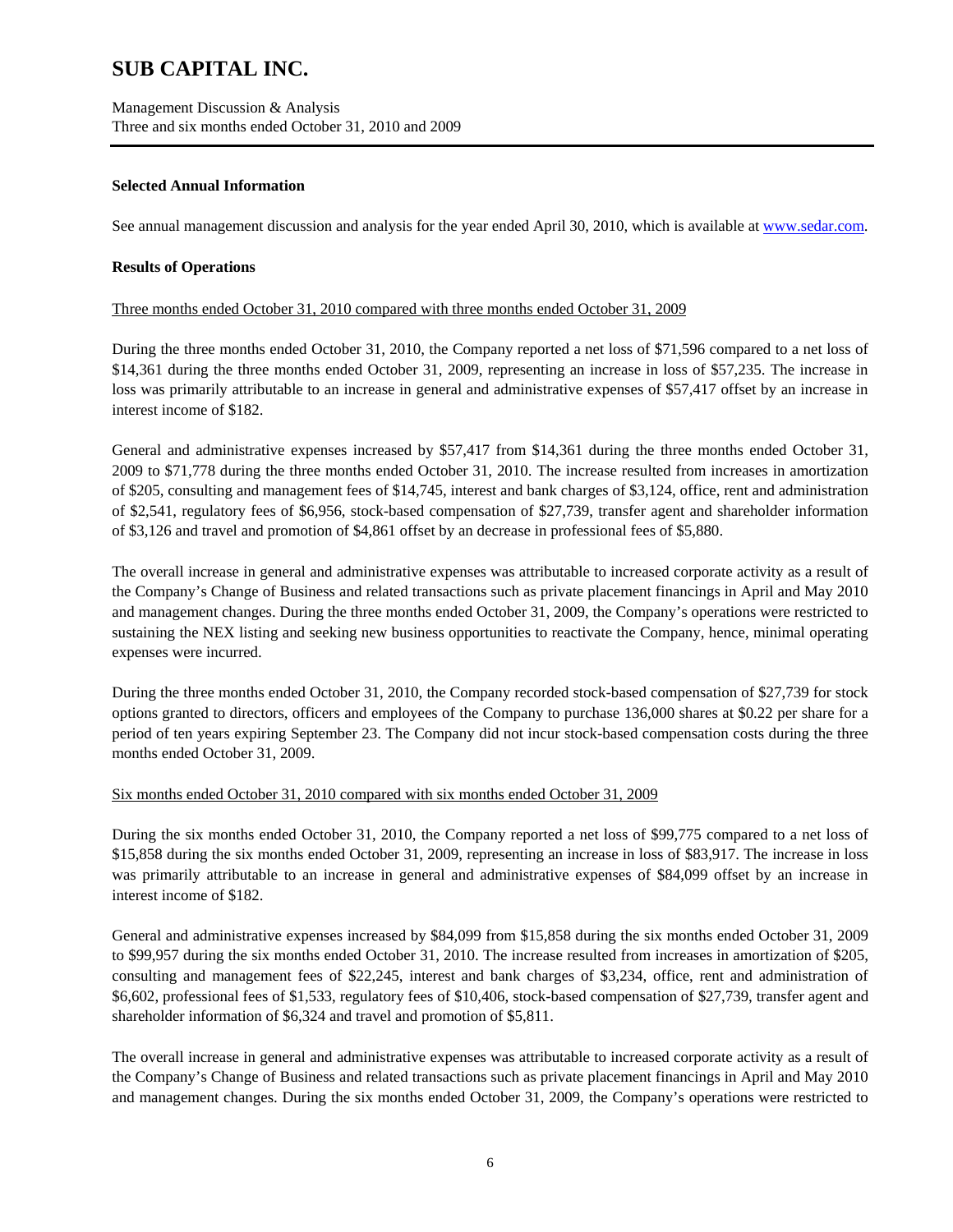### Selected Annual Information

See annual management discussion and analysis for the year ended April 30, 2010, which is available at www.sedar.com.

### Results of Operations

Three months ended October 31, 2010 compared with three months ended October 31, 2009

During the three months ended October 31, 2010, the Company reported a net loss of $71,596 compared to a net loss of $14,361 during the three months ended October 31, 2009, representing an increase in loss of $57,235. The increase in loss was primarily attributable to an increase in general and administrative expenses of $57,417 offset by an increase in interest income of $182.

General and administrative expenses increased by $57,417 from $14,361 during the three months ended October 31, 2009 to $71,778 during the three months ended October 31, 2010. The increase resulted from increases in amortization of $205, consulting and management fees of $14,745, interest and bank charges of $3,124, office, rent and administration of $2,541, regulatory fees of $6,956, stock-based compensation of $27,739, transfer agent and shareholder information of $3,126 and travel and promotion of $4,861 offset by an decrease in professional fees of $5,880.

The overall increase in general and administrative expenses was attributable to increased corporate activity as a result of the Company's Change of Business and related transactions such as private placement financings in April and May 2010 and management changes. During the three months ended October 31, 2009, the Company's operations were restricted to sustaining the NEX listing and seeking new business opportunities to reactivate the Company, hence, minimal operating expenses were incurred.

During the three months ended October 31, 2010, the Company recorded stock-based compensation of $27,739 for stock options granted to directors, officers and employees of the Company to purchase 136,000 shares at $0.22 per share for a period of ten years expiring September 23. The Company did not incur stock-based compensation costs during the three months ended October 31, 2009.

Six months ended October 31, 2010 compared with six months ended October 31, 2009

During the six months ended October 31, 2010, the Company reported a net loss of $99,775 compared to a net loss of $15,858 during the six months ended October 31, 2009, representing an increase in loss of $83,917. The increase in loss was primarily attributable to an increase in general and administrative expenses of $84,099 offset by an increase in interest income of $182.

General and administrative expenses increased by $84,099 from $15,858 during the six months ended October 31, 2009 to $99,957 during the six months ended October 31, 2010. The increase resulted from increases in amortization of $205, consulting and management fees of $22,245, interest and bank charges of $3,234, office, rent and administration of $6,602, professional fees of $1,533, regulatory fees of $10,406, stock-based compensation of $27,739, transfer agent and shareholder information of $6,324 and travel and promotion of $5,811.

The overall increase in general and administrative expenses was attributable to increased corporate activity as a result of the Company's Change of Business and related transactions such as private placement financings in April and May 2010 and management changes. During the six months ended October 31, 2009, the Company's operations were restricted to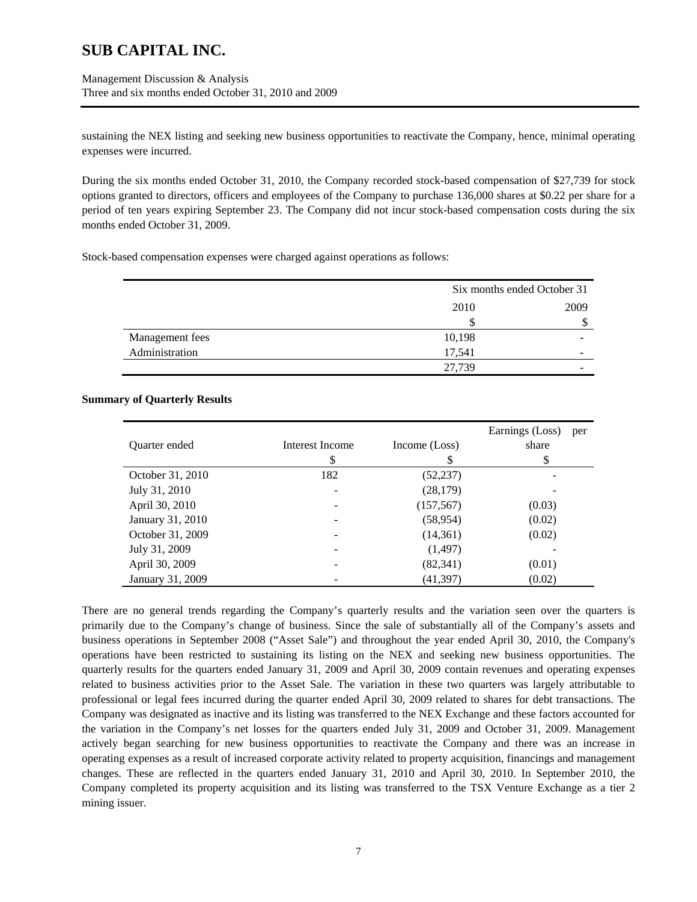sustaining the NEX listing and seeking new business opportunities to reactivate the Company, hence, minimal operating expenses were incurred.

During the six months ended October 31, 2010, the Company recorded stock-based compensation of $27,739 for stock options granted to directors, officers and employees of the Company to purchase 136,000 shares at $0.22 per share for a period of ten years expiring September 23. The Company did not incur stock-based compensation costs during the six months ended October 31, 2009.

Stock-based compensation expenses were charged against operations as follows:

| | Six months ended October 31 | |
|---|---|---|
| | 2010 | 2009 |
| | $ | $ |
| Management fees | 10,198 | - |
| Administration | 17,541 | - |
| | 27,739 | - |

**Summary of Quarterly Results**

| Quarter ended | Interest Income | Income (Loss) | Earnings (Loss) per share |
|---|---|---|---|
| | $ | $ | $ |
| October 31, 2010 | 182 | (52,237) | - |
| July 31, 2010 | - | (28,179) | - |
| April 30, 2010 | - | (157,567) | (0.03) |
| January 31, 2010 | - | (58,954) | (0.02) |
| October 31, 2009 | - | (14,361) | (0.02) |
| July 31, 2009 | - | (1,497) | - |
| April 30, 2009 | - | (82,341) | (0.01) |
| January 31, 2009 | - | (41,397) | (0.02) |

There are no general trends regarding the Company's quarterly results and the variation seen over the quarters is primarily due to the Company's change of business. Since the sale of substantially all of the Company's assets and business operations in September 2008 ("Asset Sale") and throughout the year ended April 30, 2010, the Company's operations have been restricted to sustaining its listing on the NEX and seeking new business opportunities. The quarterly results for the quarters ended January 31, 2009 and April 30, 2009 contain revenues and operating expenses related to business activities prior to the Asset Sale. The variation in these two quarters was largely attributable to professional or legal fees incurred during the quarter ended April 30, 2009 related to shares for debt transactions. The Company was designated as inactive and its listing was transferred to the NEX Exchange and these factors accounted for the variation in the Company's net losses for the quarters ended July 31, 2009 and October 31, 2009. Management actively began searching for new business opportunities to reactivate the Company and there was an increase in operating expenses as a result of increased corporate activity related to property acquisition, financings and management changes. These are reflected in the quarters ended January 31, 2010 and April 30, 2010. In September 2010, the Company completed its property acquisition and its listing was transferred to the TSX Venture Exchange as a tier 2 mining issuer.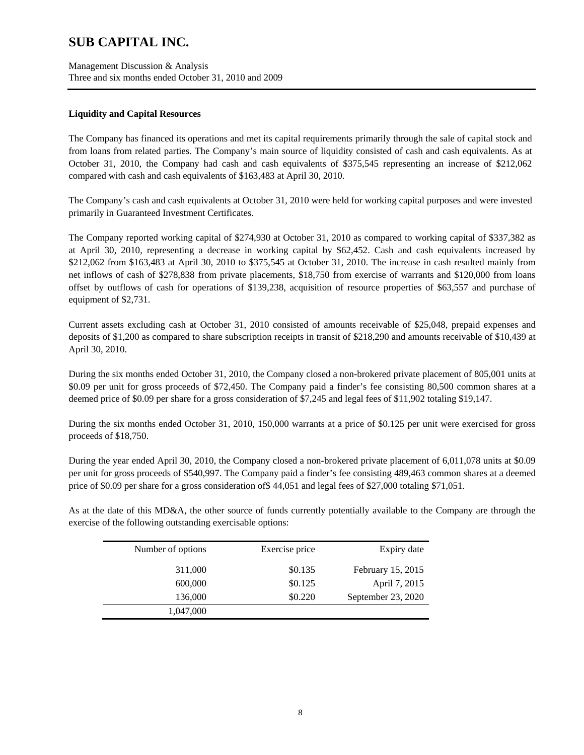# SUB CAPITAL INC.

Management Discussion & Analysis
Three and six months ended October 31, 2010 and 2009

**Liquidity and Capital Resources**

The Company has financed its operations and met its capital requirements primarily through the sale of capital stock and from loans from related parties. The Company's main source of liquidity consisted of cash and cash equivalents. As at October 31, 2010, the Company had cash and cash equivalents of $375,545 representing an increase of $212,062 compared with cash and cash equivalents of $163,483 at April 30, 2010.

The Company's cash and cash equivalents at October 31, 2010 were held for working capital purposes and were invested primarily in Guaranteed Investment Certificates.

The Company reported working capital of $274,930 at October 31, 2010 as compared to working capital of $337,382 as at April 30, 2010, representing a decrease in working capital by $62,452. Cash and cash equivalents increased by $212,062 from $163,483 at April 30, 2010 to $375,545 at October 31, 2010. The increase in cash resulted mainly from net inflows of cash of $278,838 from private placements, $18,750 from exercise of warrants and $120,000 from loans offset by outflows of cash for operations of $139,238, acquisition of resource properties of $63,557 and purchase of equipment of $2,731.

Current assets excluding cash at October 31, 2010 consisted of amounts receivable of $25,048, prepaid expenses and deposits of $1,200 as compared to share subscription receipts in transit of $218,290 and amounts receivable of $10,439 at April 30, 2010.

During the six months ended October 31, 2010, the Company closed a non-brokered private placement of 805,001 units at $0.09 per unit for gross proceeds of $72,450. The Company paid a finder's fee consisting 80,500 common shares at a deemed price of $0.09 per share for a gross consideration of $7,245 and legal fees of $11,902 totaling $19,147.

During the six months ended October 31, 2010, 150,000 warrants at a price of $0.125 per unit were exercised for gross proceeds of $18,750.

During the year ended April 30, 2010, the Company closed a non-brokered private placement of 6,011,078 units at $0.09 per unit for gross proceeds of $540,997. The Company paid a finder's fee consisting 489,463 common shares at a deemed price of $0.09 per share for a gross consideration of$ 44,051 and legal fees of $27,000 totaling $71,051.

As at the date of this MD&A, the other source of funds currently potentially available to the Company are through the exercise of the following outstanding exercisable options:

| Number of options | Exercise price | Expiry date |
|---|---|---|
| 311,000 | $0.135 | February 15, 2015 |
| 600,000 | $0.125 | April 7, 2015 |
| 136,000 | $0.220 | September 23, 2020 |
| 1,047,000 | | |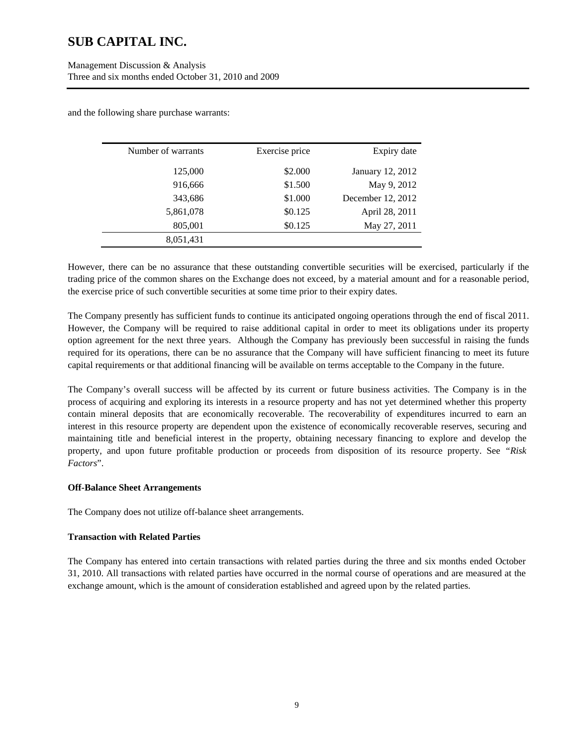and the following share purchase warrants:

| Number of warrants | Exercise price | Expiry date |
|---|---|---|
| 125,000 | \$2.000 | January 12, 2012 |
| 916,666 | \$1.500 | May 9, 2012 |
| 343,686 | \$1.000 | December 12, 2012 |
| 5,861,078 | \$0.125 | April 28, 2011 |
| 805,001 | \$0.125 | May 27, 2011 |
| 8,051,431 | | |

However, there can be no assurance that these outstanding convertible securities will be exercised, particularly if the trading price of the common shares on the Exchange does not exceed, by a material amount and for a reasonable period, the exercise price of such convertible securities at some time prior to their expiry dates.

The Company presently has sufficient funds to continue its anticipated ongoing operations through the end of fiscal 2011. However, the Company will be required to raise additional capital in order to meet its obligations under its property option agreement for the next three years. Although the Company has previously been successful in raising the funds required for its operations, there can be no assurance that the Company will have sufficient financing to meet its future capital requirements or that additional financing will be available on terms acceptable to the Company in the future.

The Company's overall success will be affected by its current or future business activities. The Company is in the process of acquiring and exploring its interests in a resource property and has not yet determined whether this property contain mineral deposits that are economically recoverable. The recoverability of expenditures incurred to earn an interest in this resource property are dependent upon the existence of economically recoverable reserves, securing and maintaining title and beneficial interest in the property, obtaining necessary financing to explore and develop the property, and upon future profitable production or proceeds from disposition of its resource property. See "*Risk Factors*".

**Off-Balance Sheet Arrangements**

The Company does not utilize off-balance sheet arrangements.

**Transaction with Related Parties**

The Company has entered into certain transactions with related parties during the three and six months ended October 31, 2010. All transactions with related parties have occurred in the normal course of operations and are measured at the exchange amount, which is the amount of consideration established and agreed upon by the related parties.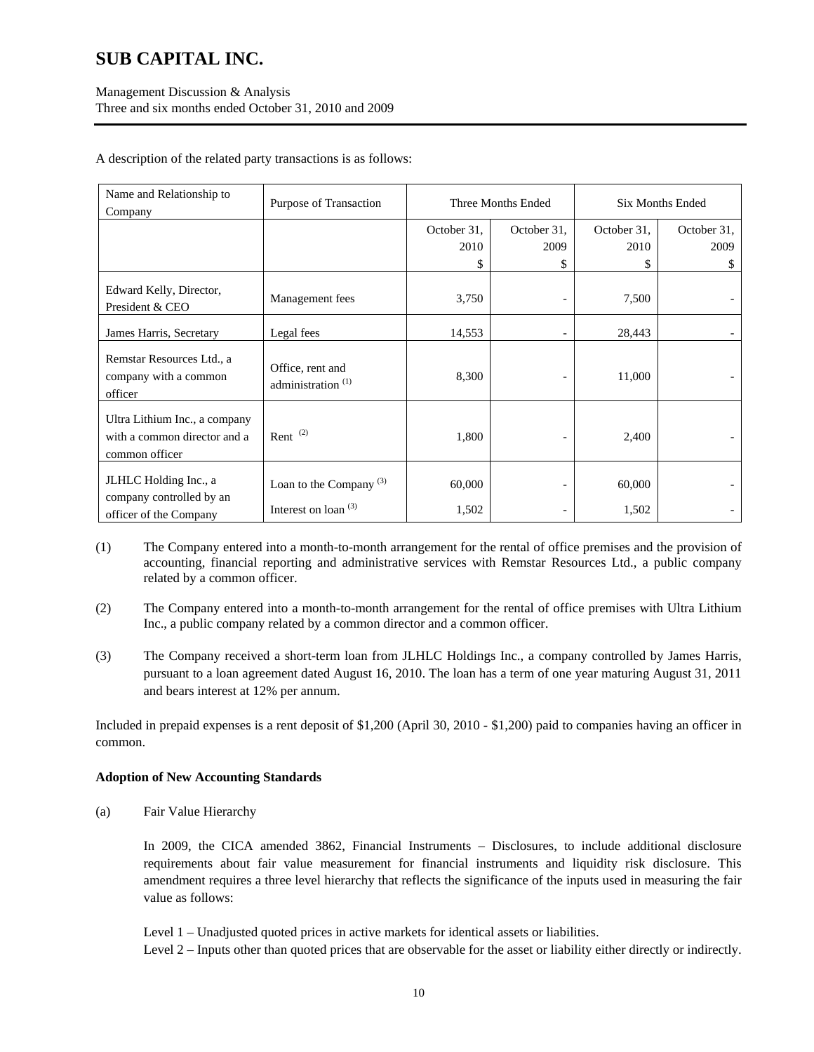A description of the related party transactions is as follows:

| Name and Relationship to Company | Purpose of Transaction | Three Months Ended | | Six Months Ended | |
|---|---|---|---|---|---|
| | | October 31, 2010 $ | October 31, 2009 $ | October 31, 2010 $ | October 31, 2009 $ |
| Edward Kelly, Director, President & CEO | Management fees | 3,750 | - | 7,500 | - |
| James Harris, Secretary | Legal fees | 14,553 | - | 28,443 | - |
| Remstar Resources Ltd., a company with a common officer | Office, rent and administration [(1)] | 8,300 | - | 11,000 | - |
| Ultra Lithium Inc., a company with a common director and a common officer | Rent [(2)] | 1,800 | - | 2,400 | - |
| JLHLC Holding Inc., a company controlled by an officer of the Company | Loan to the Company [(3)] | 60,000 | - | 60,000 | - |
| | Interest on loan [(3)] | 1,502 | - | 1,502 | - |

(1) The Company entered into a month-to-month arrangement for the rental of office premises and the provision of accounting, financial reporting and administrative services with Remstar Resources Ltd., a public company related by a common officer.

(2) The Company entered into a month-to-month arrangement for the rental of office premises with Ultra Lithium Inc., a public company related by a common director and a common officer.

(3) The Company received a short-term loan from JLHLC Holdings Inc., a company controlled by James Harris, pursuant to a loan agreement dated August 16, 2010. The loan has a term of one year maturing August 31, 2011 and bears interest at 12% per annum.

Included in prepaid expenses is a rent deposit of $1,200 (April 30, 2010 - $1,200) paid to companies having an officer in common.

**Adoption of New Accounting Standards**

(a) Fair Value Hierarchy

In 2009, the CICA amended 3862, Financial Instruments – Disclosures, to include additional disclosure requirements about fair value measurement for financial instruments and liquidity risk disclosure. This amendment requires a three level hierarchy that reflects the significance of the inputs used in measuring the fair value as follows:

Level 1 – Unadjusted quoted prices in active markets for identical assets or liabilities.

Level 2 – Inputs other than quoted prices that are observable for the asset or liability either directly or indirectly.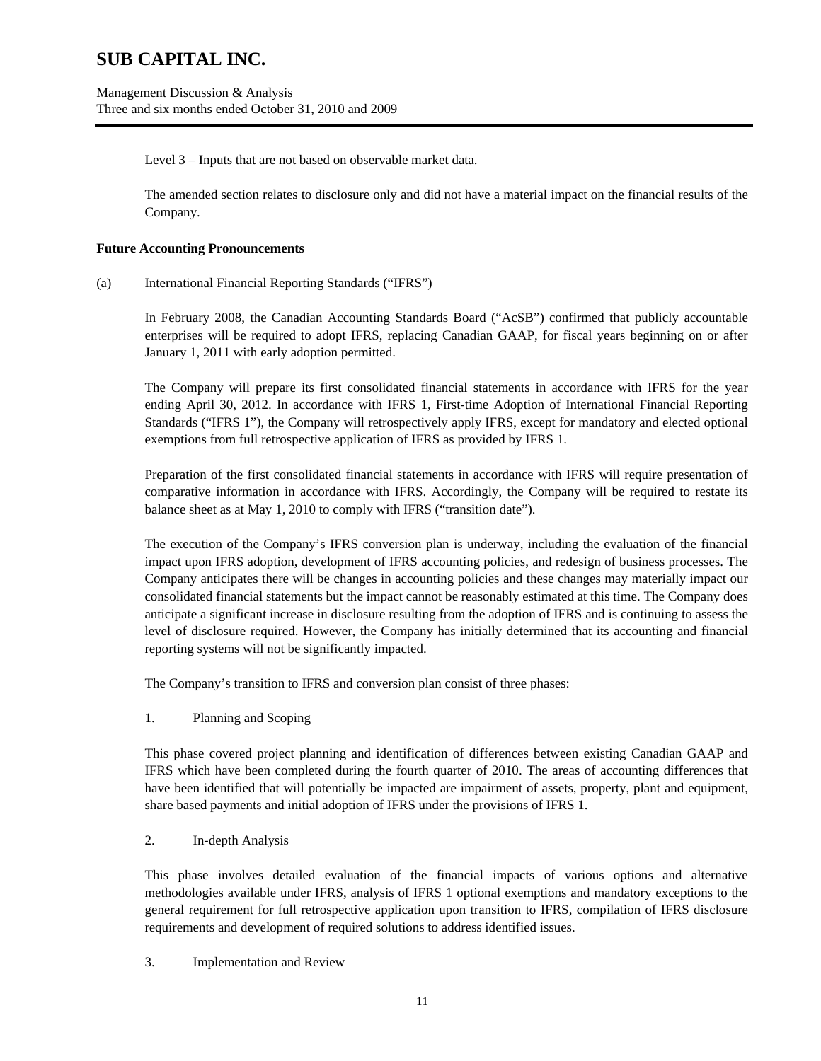Level 3 – Inputs that are not based on observable market data.

The amended section relates to disclosure only and did not have a material impact on the financial results of the Company.

**Future Accounting Pronouncements**

(a) International Financial Reporting Standards ("IFRS")

In February 2008, the Canadian Accounting Standards Board ("AcSB") confirmed that publicly accountable enterprises will be required to adopt IFRS, replacing Canadian GAAP, for fiscal years beginning on or after January 1, 2011 with early adoption permitted.

The Company will prepare its first consolidated financial statements in accordance with IFRS for the year ending April 30, 2012. In accordance with IFRS 1, First-time Adoption of International Financial Reporting Standards ("IFRS 1"), the Company will retrospectively apply IFRS, except for mandatory and elected optional exemptions from full retrospective application of IFRS as provided by IFRS 1.

Preparation of the first consolidated financial statements in accordance with IFRS will require presentation of comparative information in accordance with IFRS. Accordingly, the Company will be required to restate its balance sheet as at May 1, 2010 to comply with IFRS ("transition date").

The execution of the Company's IFRS conversion plan is underway, including the evaluation of the financial impact upon IFRS adoption, development of IFRS accounting policies, and redesign of business processes. The Company anticipates there will be changes in accounting policies and these changes may materially impact our consolidated financial statements but the impact cannot be reasonably estimated at this time. The Company does anticipate a significant increase in disclosure resulting from the adoption of IFRS and is continuing to assess the level of disclosure required. However, the Company has initially determined that its accounting and financial reporting systems will not be significantly impacted.

The Company's transition to IFRS and conversion plan consist of three phases:

1. Planning and Scoping

This phase covered project planning and identification of differences between existing Canadian GAAP and IFRS which have been completed during the fourth quarter of 2010. The areas of accounting differences that have been identified that will potentially be impacted are impairment of assets, property, plant and equipment, share based payments and initial adoption of IFRS under the provisions of IFRS 1.

2. In-depth Analysis

This phase involves detailed evaluation of the financial impacts of various options and alternative methodologies available under IFRS, analysis of IFRS 1 optional exemptions and mandatory exceptions to the general requirement for full retrospective application upon transition to IFRS, compilation of IFRS disclosure requirements and development of required solutions to address identified issues.

3. Implementation and Review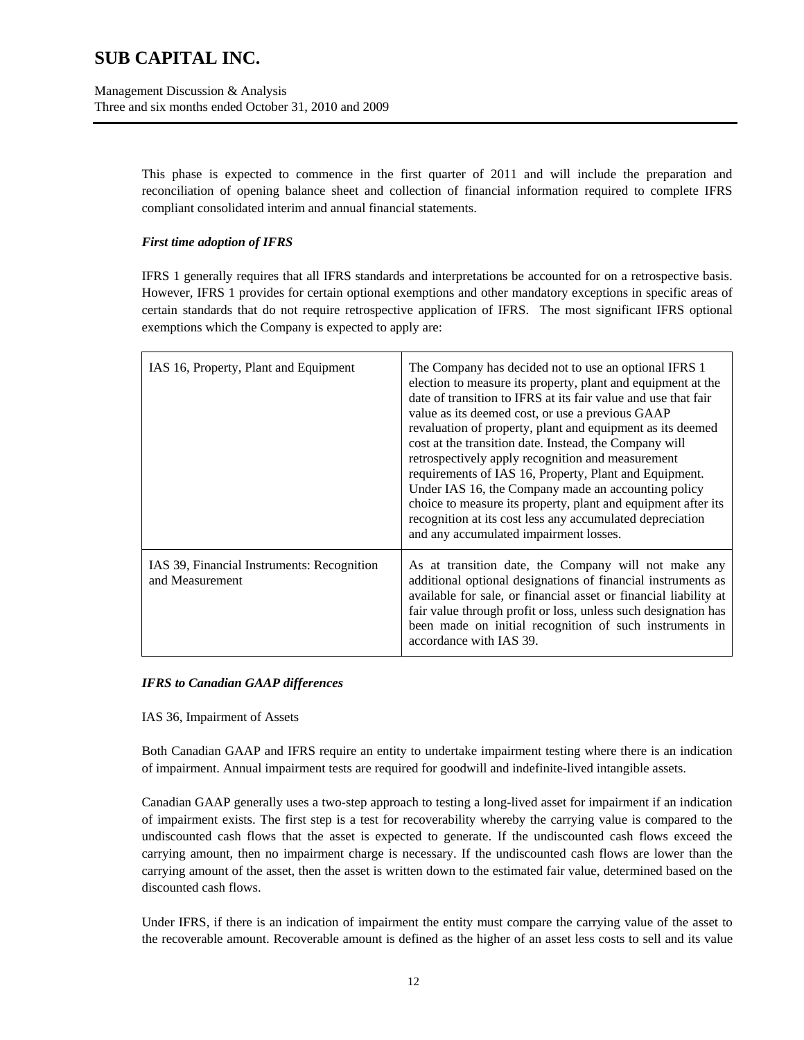This phase is expected to commence in the first quarter of 2011 and will include the preparation and reconciliation of opening balance sheet and collection of financial information required to complete IFRS compliant consolidated interim and annual financial statements.

***First time adoption of IFRS***

IFRS 1 generally requires that all IFRS standards and interpretations be accounted for on a retrospective basis. However, IFRS 1 provides for certain optional exemptions and other mandatory exceptions in specific areas of certain standards that do not require retrospective application of IFRS. The most significant IFRS optional exemptions which the Company is expected to apply are:

| | |
|---|---|
| IAS 16, Property, Plant and Equipment | The Company has decided not to use an optional IFRS 1 election to measure its property, plant and equipment at the date of transition to IFRS at its fair value and use that fair value as its deemed cost, or use a previous GAAP revaluation of property, plant and equipment as its deemed cost at the transition date. Instead, the Company will retrospectively apply recognition and measurement requirements of IAS 16, Property, Plant and Equipment. Under IAS 16, the Company made an accounting policy choice to measure its property, plant and equipment after its recognition at its cost less any accumulated depreciation and any accumulated impairment losses. |
| IAS 39, Financial Instruments: Recognition and Measurement | As at transition date, the Company will not make any additional optional designations of financial instruments as available for sale, or financial asset or financial liability at fair value through profit or loss, unless such designation has been made on initial recognition of such instruments in accordance with IAS 39. |

***IFRS to Canadian GAAP differences***

IAS 36, Impairment of Assets

Both Canadian GAAP and IFRS require an entity to undertake impairment testing where there is an indication of impairment. Annual impairment tests are required for goodwill and indefinite-lived intangible assets.

Canadian GAAP generally uses a two-step approach to testing a long-lived asset for impairment if an indication of impairment exists. The first step is a test for recoverability whereby the carrying value is compared to the undiscounted cash flows that the asset is expected to generate. If the undiscounted cash flows exceed the carrying amount, then no impairment charge is necessary. If the undiscounted cash flows are lower than the carrying amount of the asset, then the asset is written down to the estimated fair value, determined based on the discounted cash flows.

Under IFRS, if there is an indication of impairment the entity must compare the carrying value of the asset to the recoverable amount. Recoverable amount is defined as the higher of an asset less costs to sell and its value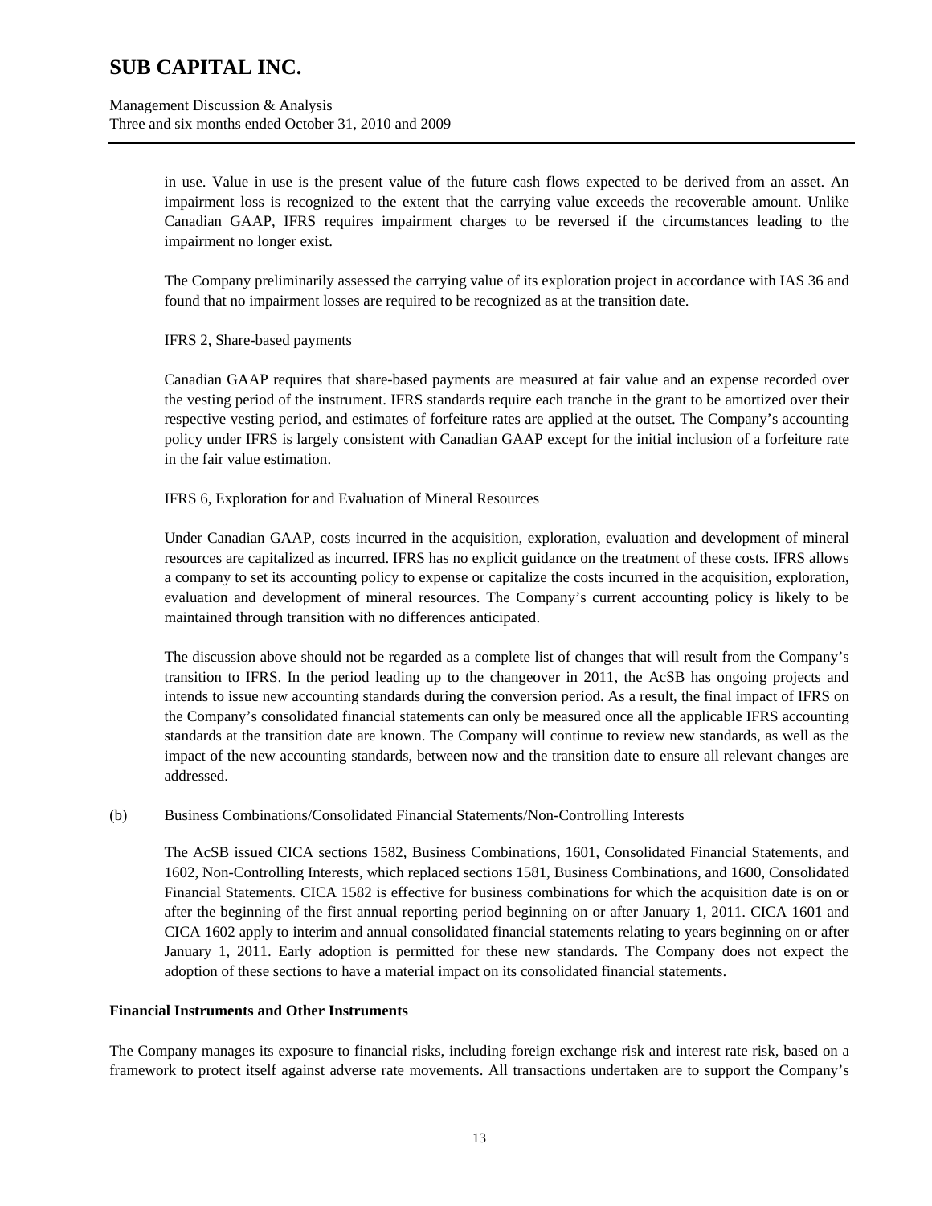in use. Value in use is the present value of the future cash flows expected to be derived from an asset. An impairment loss is recognized to the extent that the carrying value exceeds the recoverable amount. Unlike Canadian GAAP, IFRS requires impairment charges to be reversed if the circumstances leading to the impairment no longer exist.

The Company preliminarily assessed the carrying value of its exploration project in accordance with IAS 36 and found that no impairment losses are required to be recognized as at the transition date.

IFRS 2, Share-based payments

Canadian GAAP requires that share-based payments are measured at fair value and an expense recorded over the vesting period of the instrument. IFRS standards require each tranche in the grant to be amortized over their respective vesting period, and estimates of forfeiture rates are applied at the outset. The Company's accounting policy under IFRS is largely consistent with Canadian GAAP except for the initial inclusion of a forfeiture rate in the fair value estimation.

IFRS 6, Exploration for and Evaluation of Mineral Resources

Under Canadian GAAP, costs incurred in the acquisition, exploration, evaluation and development of mineral resources are capitalized as incurred. IFRS has no explicit guidance on the treatment of these costs. IFRS allows a company to set its accounting policy to expense or capitalize the costs incurred in the acquisition, exploration, evaluation and development of mineral resources. The Company's current accounting policy is likely to be maintained through transition with no differences anticipated.

The discussion above should not be regarded as a complete list of changes that will result from the Company's transition to IFRS. In the period leading up to the changeover in 2011, the AcSB has ongoing projects and intends to issue new accounting standards during the conversion period. As a result, the final impact of IFRS on the Company's consolidated financial statements can only be measured once all the applicable IFRS accounting standards at the transition date are known. The Company will continue to review new standards, as well as the impact of the new accounting standards, between now and the transition date to ensure all relevant changes are addressed.

(b) Business Combinations/Consolidated Financial Statements/Non-Controlling Interests

The AcSB issued CICA sections 1582, Business Combinations, 1601, Consolidated Financial Statements, and 1602, Non-Controlling Interests, which replaced sections 1581, Business Combinations, and 1600, Consolidated Financial Statements. CICA 1582 is effective for business combinations for which the acquisition date is on or after the beginning of the first annual reporting period beginning on or after January 1, 2011. CICA 1601 and CICA 1602 apply to interim and annual consolidated financial statements relating to years beginning on or after January 1, 2011. Early adoption is permitted for these new standards. The Company does not expect the adoption of these sections to have a material impact on its consolidated financial statements.

**Financial Instruments and Other Instruments**

The Company manages its exposure to financial risks, including foreign exchange risk and interest rate risk, based on a framework to protect itself against adverse rate movements. All transactions undertaken are to support the Company's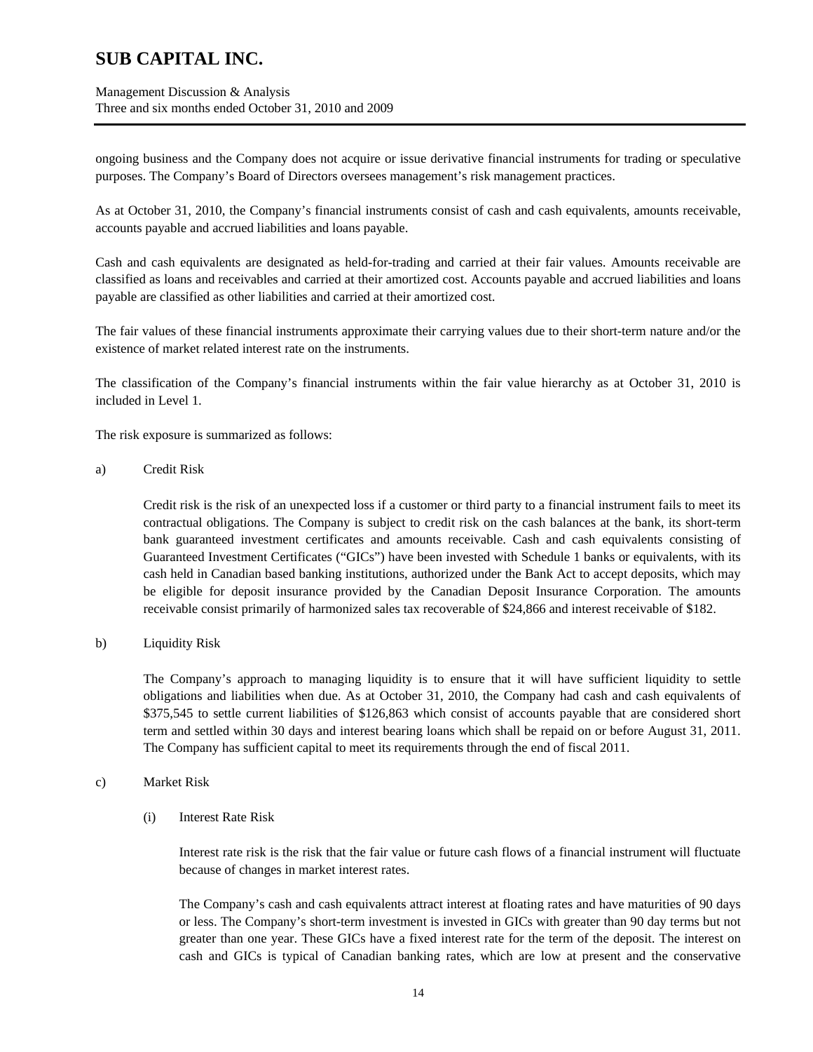ongoing business and the Company does not acquire or issue derivative financial instruments for trading or speculative purposes. The Company's Board of Directors oversees management's risk management practices.

As at October 31, 2010, the Company's financial instruments consist of cash and cash equivalents, amounts receivable, accounts payable and accrued liabilities and loans payable.

Cash and cash equivalents are designated as held-for-trading and carried at their fair values. Amounts receivable are classified as loans and receivables and carried at their amortized cost. Accounts payable and accrued liabilities and loans payable are classified as other liabilities and carried at their amortized cost.

The fair values of these financial instruments approximate their carrying values due to their short-term nature and/or the existence of market related interest rate on the instruments.

The classification of the Company's financial instruments within the fair value hierarchy as at October 31, 2010 is included in Level 1.

The risk exposure is summarized as follows:

a) Credit Risk

Credit risk is the risk of an unexpected loss if a customer or third party to a financial instrument fails to meet its contractual obligations. The Company is subject to credit risk on the cash balances at the bank, its short-term bank guaranteed investment certificates and amounts receivable. Cash and cash equivalents consisting of Guaranteed Investment Certificates ("GICs") have been invested with Schedule 1 banks or equivalents, with its cash held in Canadian based banking institutions, authorized under the Bank Act to accept deposits, which may be eligible for deposit insurance provided by the Canadian Deposit Insurance Corporation. The amounts receivable consist primarily of harmonized sales tax recoverable of $24,866 and interest receivable of $182.

b) Liquidity Risk

The Company's approach to managing liquidity is to ensure that it will have sufficient liquidity to settle obligations and liabilities when due. As at October 31, 2010, the Company had cash and cash equivalents of $375,545 to settle current liabilities of $126,863 which consist of accounts payable that are considered short term and settled within 30 days and interest bearing loans which shall be repaid on or before August 31, 2011. The Company has sufficient capital to meet its requirements through the end of fiscal 2011.

c) Market Risk

(i) Interest Rate Risk

Interest rate risk is the risk that the fair value or future cash flows of a financial instrument will fluctuate because of changes in market interest rates.

The Company's cash and cash equivalents attract interest at floating rates and have maturities of 90 days or less. The Company's short-term investment is invested in GICs with greater than 90 day terms but not greater than one year. These GICs have a fixed interest rate for the term of the deposit. The interest on cash and GICs is typical of Canadian banking rates, which are low at present and the conservative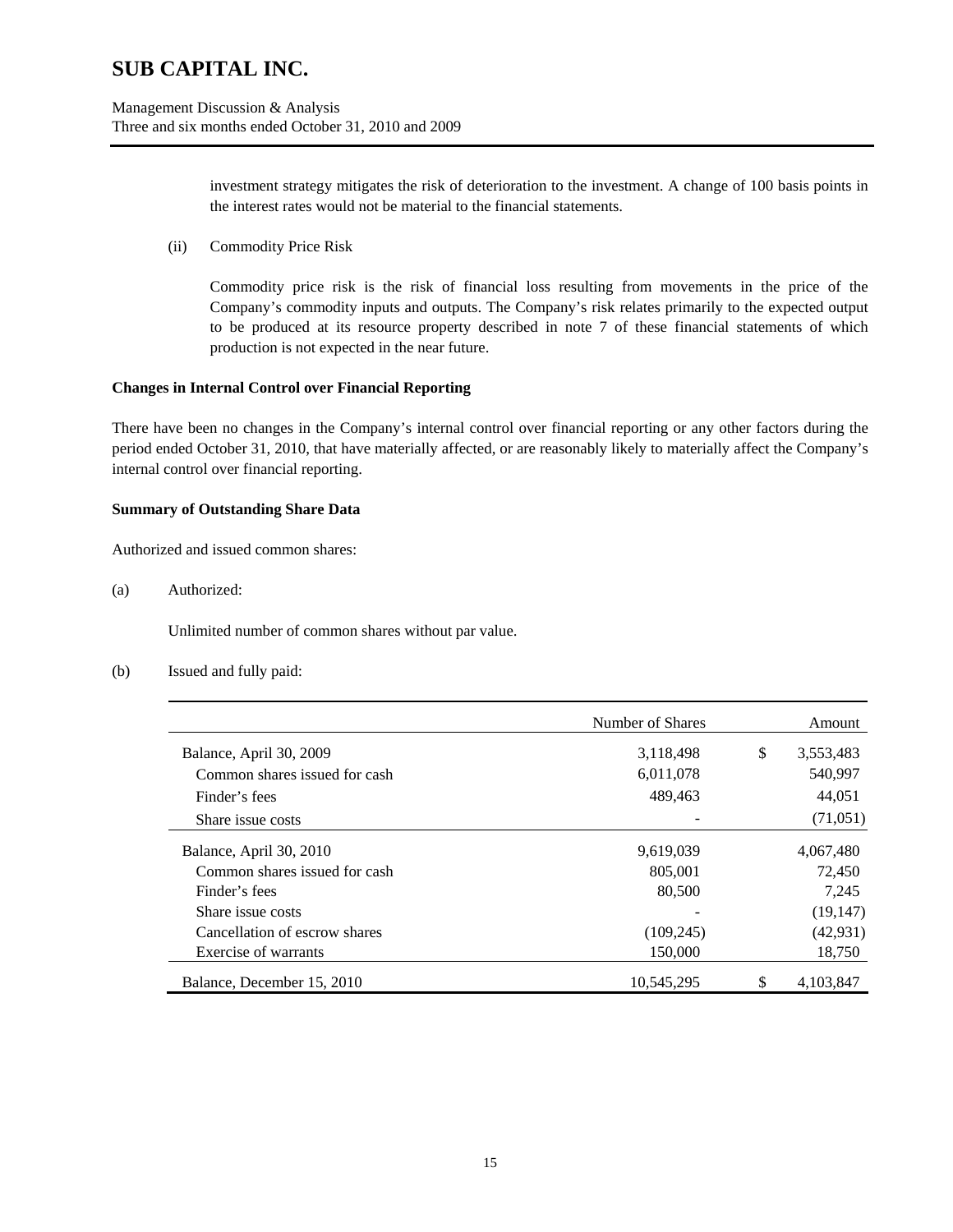investment strategy mitigates the risk of deterioration to the investment. A change of 100 basis points in the interest rates would not be material to the financial statements.

(ii) Commodity Price Risk

Commodity price risk is the risk of financial loss resulting from movements in the price of the Company's commodity inputs and outputs. The Company's risk relates primarily to the expected output to be produced at its resource property described in note 7 of these financial statements of which production is not expected in the near future.

**Changes in Internal Control over Financial Reporting**

There have been no changes in the Company's internal control over financial reporting or any other factors during the period ended October 31, 2010, that have materially affected, or are reasonably likely to materially affect the Company's internal control over financial reporting.

**Summary of Outstanding Share Data**

Authorized and issued common shares:

(a) Authorized:

Unlimited number of common shares without par value.

(b) Issued and fully paid:

| | Number of Shares | Amount |
|---|---|---|
| Balance, April 30, 2009 | 3,118,498 | $ 3,553,483 |
| Common shares issued for cash | 6,011,078 | 540,997 |
| Finder's fees | 489,463 | 44,051 |
| Share issue costs | - | (71,051) |
| Balance, April 30, 2010 | 9,619,039 | 4,067,480 |
| Common shares issued for cash | 805,001 | 72,450 |
| Finder's fees | 80,500 | 7,245 |
| Share issue costs | - | (19,147) |
| Cancellation of escrow shares | (109,245) | (42,931) |
| Exercise of warrants | 150,000 | 18,750 |
| Balance, December 15, 2010 | 10,545,295 | $ 4,103,847 |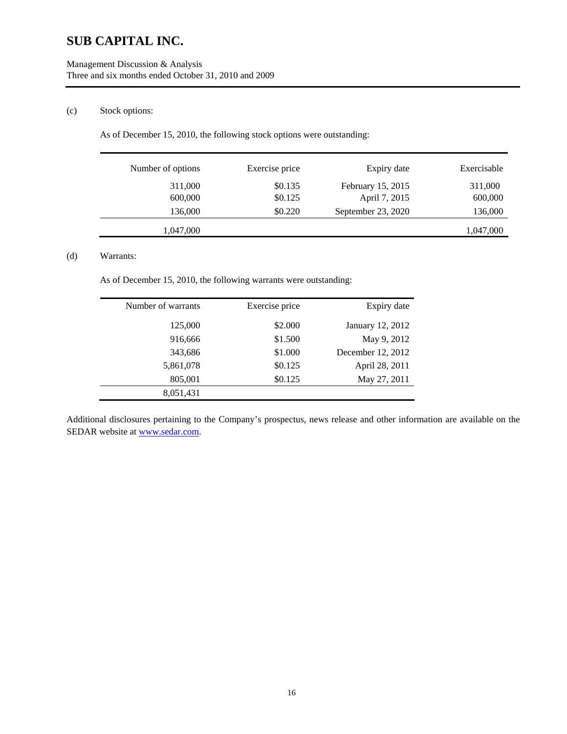(c) Stock options:

As of December 15, 2010, the following stock options were outstanding:

| Number of options | Exercise price | Expiry date | Exercisable |
|---|---|---|---|
| 311,000 | $0.135 | February 15, 2015 | 311,000 |
| 600,000 | $0.125 | April 7, 2015 | 600,000 |
| 136,000 | $0.220 | September 23, 2020 | 136,000 |
| 1,047,000 | | | 1,047,000 |

(d) Warrants:

As of December 15, 2010, the following warrants were outstanding:

| Number of warrants | Exercise price | Expiry date |
|---|---|---|
| 125,000 | $2.000 | January 12, 2012 |
| 916,666 | $1.500 | May 9, 2012 |
| 343,686 | $1.000 | December 12, 2012 |
| 5,861,078 | $0.125 | April 28, 2011 |
| 805,001 | $0.125 | May 27, 2011 |
| 8,051,431 | | |

Additional disclosures pertaining to the Company's prospectus, news release and other information are available on the SEDAR website at www.sedar.com.